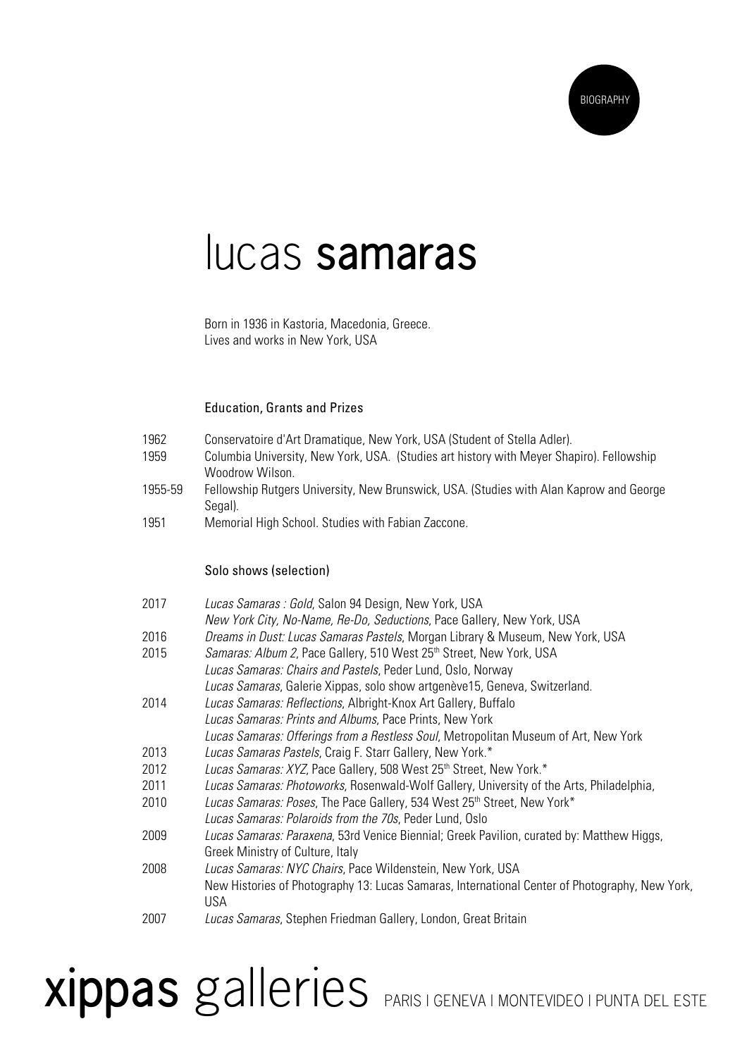BIOGRAPHY

# lucas **samaras**

Born in 1936 in Kastoria, Macedonia, Greece.
Lives and works in New York, USA

### Education, Grants and Prizes

1962 Conservatoire d'Art Dramatique, New York, USA (Student of Stella Adler).
1959 Columbia University, New York, USA. (Studies art history with Meyer Shapiro). Fellowship Woodrow Wilson.
1955-59 Fellowship Rutgers University, New Brunswick, USA. (Studies with Alan Kaprow and George Segal).
1951 Memorial High School. Studies with Fabian Zaccone.

### Solo shows (selection)

2017 *Lucas Samaras : Gold*, Salon 94 Design, New York, USA
*New York City, No-Name, Re-Do, Seductions*, Pace Gallery, New York, USA
2016 *Dreams in Dust: Lucas Samaras Pastels*, Morgan Library & Museum, New York, USA
2015 *Samaras: Album 2*, Pace Gallery, 510 West 25th Street, New York, USA
*Lucas Samaras: Chairs and Pastels*, Peder Lund, Oslo, Norway
*Lucas Samaras*, Galerie Xippas, solo show artgenève15, Geneva, Switzerland.
2014 *Lucas Samaras: Reflections*, Albright-Knox Art Gallery, Buffalo
*Lucas Samaras: Prints and Albums*, Pace Prints, New York
*Lucas Samaras: Offerings from a Restless Soul*, Metropolitan Museum of Art, New York
2013 *Lucas Samaras Pastels*, Craig F. Starr Gallery, New York.*
2012 *Lucas Samaras: XYZ*, Pace Gallery, 508 West 25th Street, New York.*
2011 *Lucas Samaras: Photoworks*, Rosenwald-Wolf Gallery, University of the Arts, Philadelphia,
2010 *Lucas Samaras: Poses*, The Pace Gallery, 534 West 25th Street, New York*
*Lucas Samaras: Polaroids from the 70s*, Peder Lund, Oslo
2009 *Lucas Samaras: Paraxena*, 53rd Venice Biennial; Greek Pavilion, curated by: Matthew Higgs, Greek Ministry of Culture, Italy
2008 *Lucas Samaras: NYC Chairs*, Pace Wildenstein, New York, USA
New Histories of Photography 13: Lucas Samaras, International Center of Photography, New York, USA
2007 *Lucas Samaras*, Stephen Friedman Gallery, London, Great Britain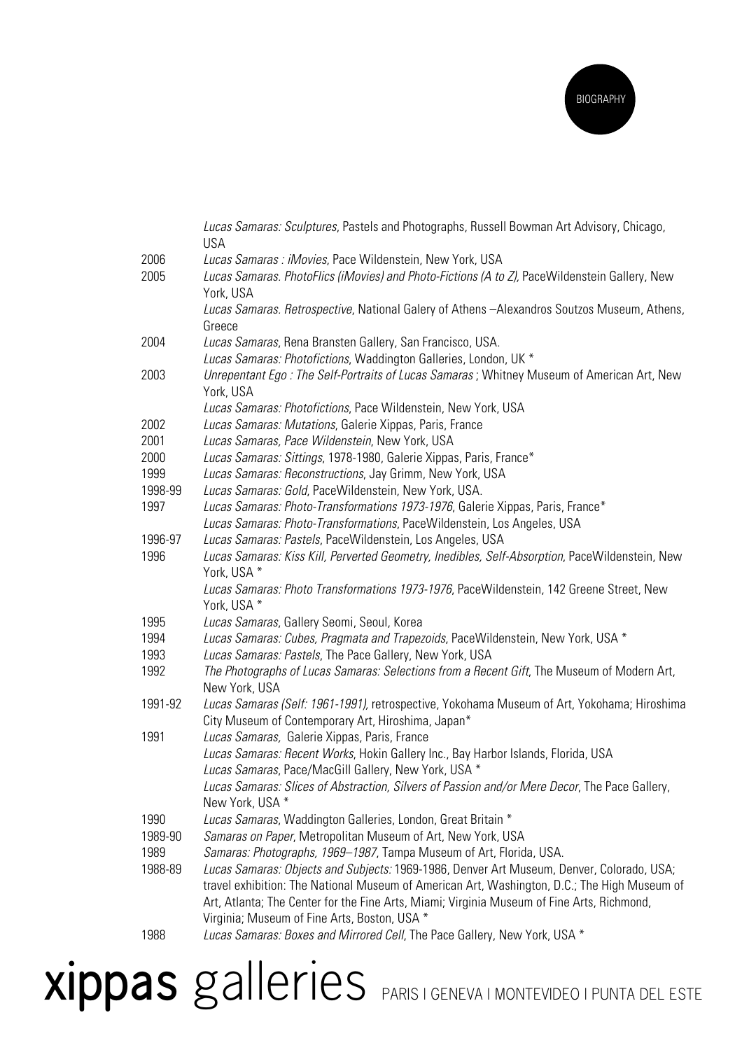*Lucas Samaras: Sculptures*, Pastels and Photographs, Russell Bowman Art Advisory, Chicago, USA

2006 *Lucas Samaras : iMovies*, Pace Wildenstein, New York, USA

2005 *Lucas Samaras. PhotoFlics (iMovies) and Photo-Fictions (A to Z),* PaceWildenstein Gallery, New York, USA

*Lucas Samaras. Retrospective*, National Galery of Athens –Alexandros Soutzos Museum, Athens, Greece

2004 *Lucas Samaras*, Rena Bransten Gallery, San Francisco, USA.

*Lucas Samaras: Photofictions*, Waddington Galleries, London, UK *

2003 *Unrepentant Ego : The Self-Portraits of Lucas Samaras* ; Whitney Museum of American Art, New York, USA

*Lucas Samaras: Photofictions*, Pace Wildenstein, New York, USA

2002 *Lucas Samaras: Mutations*, Galerie Xippas, Paris, France

2001 *Lucas Samaras, Pace Wildenstein*, New York, USA

2000 *Lucas Samaras: Sittings*, 1978-1980, Galerie Xippas, Paris, France*

1999 *Lucas Samaras: Reconstructions*, Jay Grimm, New York, USA

1998-99 *Lucas Samaras: Gold*, PaceWildenstein, New York, USA.

1997 *Lucas Samaras: Photo-Transformations 1973-1976*, Galerie Xippas, Paris, France*

*Lucas Samaras: Photo-Transformations*, PaceWildenstein, Los Angeles, USA

1996-97 *Lucas Samaras: Pastels*, PaceWildenstein, Los Angeles, USA

1996 *Lucas Samaras: Kiss Kill, Perverted Geometry, Inedibles, Self-Absorption*, PaceWildenstein, New York, USA *

*Lucas Samaras: Photo Transformations 1973-1976*, PaceWildenstein, 142 Greene Street, New York, USA *

1995 *Lucas Samaras*, Gallery Seomi, Seoul, Korea

1994 *Lucas Samaras: Cubes, Pragmata and Trapezoids*, PaceWildenstein, New York, USA *

1993 *Lucas Samaras: Pastels*, The Pace Gallery, New York, USA

1992 *The Photographs of Lucas Samaras: Selections from a Recent Gift*, The Museum of Modern Art, New York, USA

1991-92 *Lucas Samaras (Self: 1961-1991),* retrospective, Yokohama Museum of Art, Yokohama; Hiroshima City Museum of Contemporary Art, Hiroshima, Japan*

1991 *Lucas Samaras,* Galerie Xippas, Paris, France

*Lucas Samaras: Recent Works*, Hokin Gallery Inc., Bay Harbor Islands, Florida, USA

*Lucas Samaras*, Pace/MacGill Gallery, New York, USA *

*Lucas Samaras: Slices of Abstraction, Silvers of Passion and/or Mere Decor*, The Pace Gallery, New York, USA *

1990 *Lucas Samaras*, Waddington Galleries, London, Great Britain *

1989-90 *Samaras on Paper*, Metropolitan Museum of Art, New York, USA

1989 *Samaras: Photographs, 1969–1987*, Tampa Museum of Art, Florida, USA.

1988-89 *Lucas Samaras: Objects and Subjects:* 1969-1986, Denver Art Museum, Denver, Colorado, USA; travel exhibition: The National Museum of American Art, Washington, D.C.; The High Museum of Art, Atlanta; The Center for the Fine Arts, Miami; Virginia Museum of Fine Arts, Richmond, Virginia; Museum of Fine Arts, Boston, USA *

1988 *Lucas Samaras: Boxes and Mirrored Cell*, The Pace Gallery, New York, USA *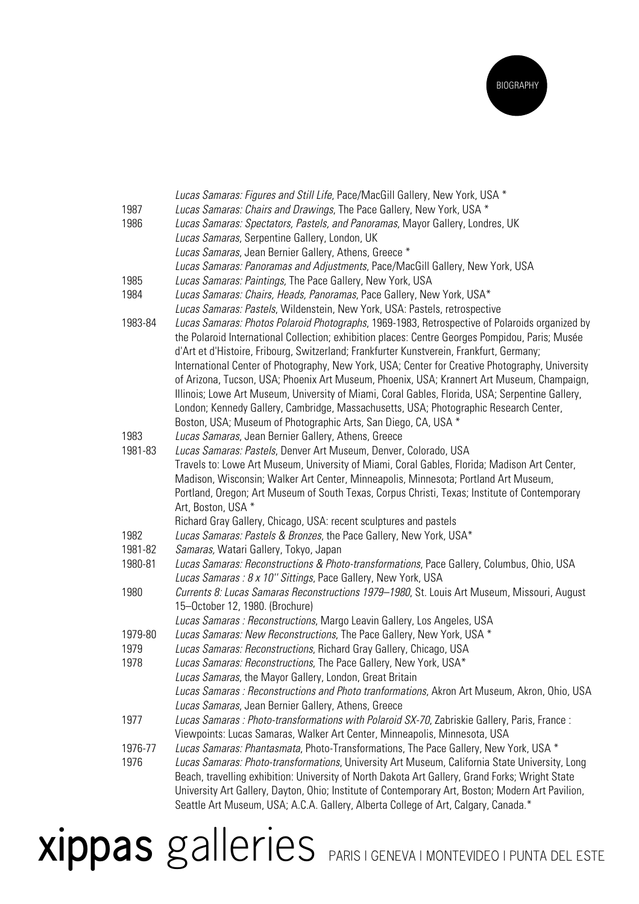| | |
|---|---|
| | *Lucas Samaras: Figures and Still Life*, Pace/MacGill Gallery, New York, USA * |
| 1987 | *Lucas Samaras: Chairs and Drawings*, The Pace Gallery, New York, USA * |
| 1986 | *Lucas Samaras: Spectators, Pastels, and Panoramas*, Mayor Gallery, Londres, UK |
| | *Lucas Samaras*, Serpentine Gallery, London, UK |
| | *Lucas Samaras*, Jean Bernier Gallery, Athens, Greece * |
| | *Lucas Samaras: Panoramas and Adjustments*, Pace/MacGill Gallery, New York, USA |
| 1985 | *Lucas Samaras: Paintings,* The Pace Gallery, New York, USA |
| 1984 | *Lucas Samaras: Chairs, Heads, Panoramas*, Pace Gallery, New York, USA* |
| | *Lucas Samaras: Pastels*, Wildenstein, New York, USA: Pastels, retrospective |
| 1983-84 | *Lucas Samaras: Photos Polaroid Photographs*, 1969-1983, Retrospective of Polaroids organized by the Polaroid International Collection; exhibition places: Centre Georges Pompidou, Paris; Musée d'Art et d'Histoire, Fribourg, Switzerland; Frankfurter Kunstverein, Frankfurt, Germany; International Center of Photography, New York, USA; Center for Creative Photography, University of Arizona, Tucson, USA; Phoenix Art Museum, Phoenix, USA; Krannert Art Museum, Champaign, Illinois; Lowe Art Museum, University of Miami, Coral Gables, Florida, USA; Serpentine Gallery, London; Kennedy Gallery, Cambridge, Massachusetts, USA; Photographic Research Center, Boston, USA; Museum of Photographic Arts, San Diego, CA, USA * |
| 1983 | *Lucas Samaras*, Jean Bernier Gallery, Athens, Greece |
| 1981-83 | *Lucas Samaras: Pastels*, Denver Art Museum, Denver, Colorado, USA |
| | Travels to: Lowe Art Museum, University of Miami, Coral Gables, Florida; Madison Art Center, Madison, Wisconsin; Walker Art Center, Minneapolis, Minnesota; Portland Art Museum, Portland, Oregon; Art Museum of South Texas, Corpus Christi, Texas; Institute of Contemporary Art, Boston, USA * |
| | Richard Gray Gallery, Chicago, USA: recent sculptures and pastels |
| 1982 | *Lucas Samaras: Pastels & Bronzes*, the Pace Gallery, New York, USA* |
| 1981-82 | *Samaras,* Watari Gallery, Tokyo, Japan |
| 1980-81 | *Lucas Samaras: Reconstructions & Photo-transformations*, Pace Gallery, Columbus, Ohio, USA |
| | *Lucas Samaras : 8 x 10'' Sittings*, Pace Gallery, New York, USA |
| 1980 | *Currents 8: Lucas Samaras Reconstructions 1979–1980*, St. Louis Art Museum, Missouri, August 15–October 12, 1980. (Brochure) |
| | *Lucas Samaras : Reconstructions*, Margo Leavin Gallery, Los Angeles, USA |
| 1979-80 | *Lucas Samaras: New Reconstructions*, The Pace Gallery, New York, USA * |
| 1979 | *Lucas Samaras: Reconstructions*, Richard Gray Gallery, Chicago, USA |
| 1978 | *Lucas Samaras: Reconstructions*, The Pace Gallery, New York, USA* |
| | *Lucas Samaras*, the Mayor Gallery, London, Great Britain |
| | *Lucas Samaras : Reconstructions and Photo tranformations*, Akron Art Museum, Akron, Ohio, USA |
| | *Lucas Samaras*, Jean Bernier Gallery, Athens, Greece |
| 1977 | *Lucas Samaras : Photo-transformations with Polaroid SX-70*, Zabriskie Gallery, Paris, France : Viewpoints: Lucas Samaras, Walker Art Center, Minneapolis, Minnesota, USA |
| 1976-77 | *Lucas Samaras: Phantasmata*, Photo-Transformations, The Pace Gallery, New York, USA * |
| 1976 | *Lucas Samaras: Photo-transformations*, University Art Museum, California State University, Long Beach, travelling exhibition: University of North Dakota Art Gallery, Grand Forks; Wright State University Art Gallery, Dayton, Ohio; Institute of Contemporary Art, Boston; Modern Art Pavilion, Seattle Art Museum, USA; A.C.A. Gallery, Alberta College of Art, Calgary, Canada.* |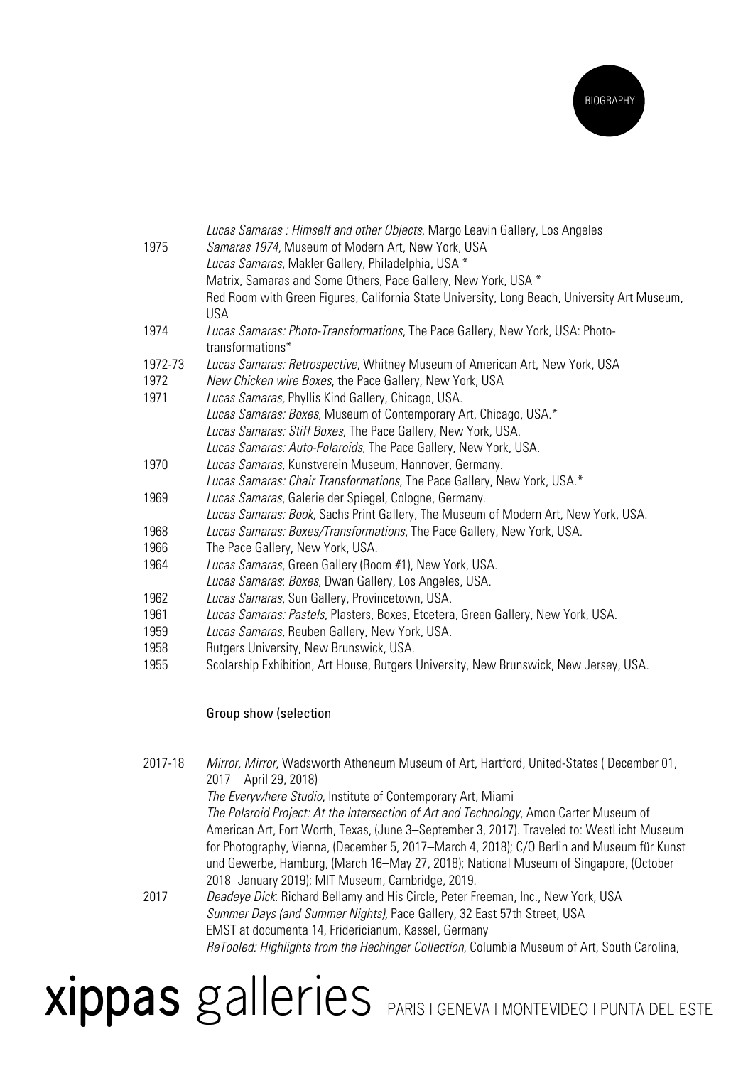| | |
|---|---|
| | *Lucas Samaras : Himself and other Objects*, Margo Leavin Gallery, Los Angeles |
| 1975 | *Samaras 1974*, Museum of Modern Art, New York, USA |
| | *Lucas Samaras*, Makler Gallery, Philadelphia, USA * |
| | Matrix, Samaras and Some Others, Pace Gallery, New York, USA * |
| | Red Room with Green Figures, California State University, Long Beach, University Art Museum, USA |
| 1974 | *Lucas Samaras: Photo-Transformations*, The Pace Gallery, New York, USA: Photo-transformations* |
| 1972-73 | *Lucas Samaras: Retrospective*, Whitney Museum of American Art, New York, USA |
| 1972 | *New Chicken wire Boxes*, the Pace Gallery, New York, USA |
| 1971 | *Lucas Samaras,* Phyllis Kind Gallery, Chicago, USA. |
| | *Lucas Samaras: Boxes*, Museum of Contemporary Art, Chicago, USA.* |
| | *Lucas Samaras: Stiff Boxes*, The Pace Gallery, New York, USA. |
| | *Lucas Samaras: Auto-Polaroids*, The Pace Gallery, New York, USA. |
| 1970 | *Lucas Samaras,* Kunstverein Museum, Hannover, Germany. |
| | *Lucas Samaras: Chair Transformations*, The Pace Gallery, New York, USA.* |
| 1969 | *Lucas Samaras*, Galerie der Spiegel, Cologne, Germany. |
| | *Lucas Samaras: Book*, Sachs Print Gallery, The Museum of Modern Art, New York, USA. |
| 1968 | *Lucas Samaras: Boxes/Transformations*, The Pace Gallery, New York, USA. |
| 1966 | The Pace Gallery, New York, USA. |
| 1964 | *Lucas Samaras*, Green Gallery (Room #1), New York, USA. |
| | *Lucas Samaras: Boxes*, Dwan Gallery, Los Angeles, USA. |
| 1962 | *Lucas Samaras*, Sun Gallery, Provincetown, USA. |
| 1961 | *Lucas Samaras: Pastels*, Plasters, Boxes, Etcetera, Green Gallery, New York, USA. |
| 1959 | *Lucas Samaras,* Reuben Gallery, New York, USA. |
| 1958 | Rutgers University, New Brunswick, USA. |
| 1955 | Scolarship Exhibition, Art House, Rutgers University, New Brunswick, New Jersey, USA. |

## Group show (selection

| | |
|---|---|
| 2017-18 | *Mirror, Mirror*, Wadsworth Atheneum Museum of Art, Hartford, United-States ( December 01, 2017 – April 29, 2018) |
| | *The Everywhere Studio*, Institute of Contemporary Art, Miami |
| | *The Polaroid Project: At the Intersection of Art and Technology*, Amon Carter Museum of American Art, Fort Worth, Texas, (June 3–September 3, 2017). Traveled to: WestLicht Museum for Photography, Vienna, (December 5, 2017–March 4, 2018); C/O Berlin and Museum für Kunst und Gewerbe, Hamburg, (March 16–May 27, 2018); National Museum of Singapore, (October 2018–January 2019); MIT Museum, Cambridge, 2019. |
| 2017 | *Deadeye Dick*: Richard Bellamy and His Circle, Peter Freeman, Inc., New York, USA |
| | *Summer Days (and Summer Nights),* Pace Gallery, 32 East 57th Street, USA |
| | EMST at documenta 14, Fridericianum, Kassel, Germany |
| | *ReTooled: Highlights from the Hechinger Collection*, Columbia Museum of Art, South Carolina, |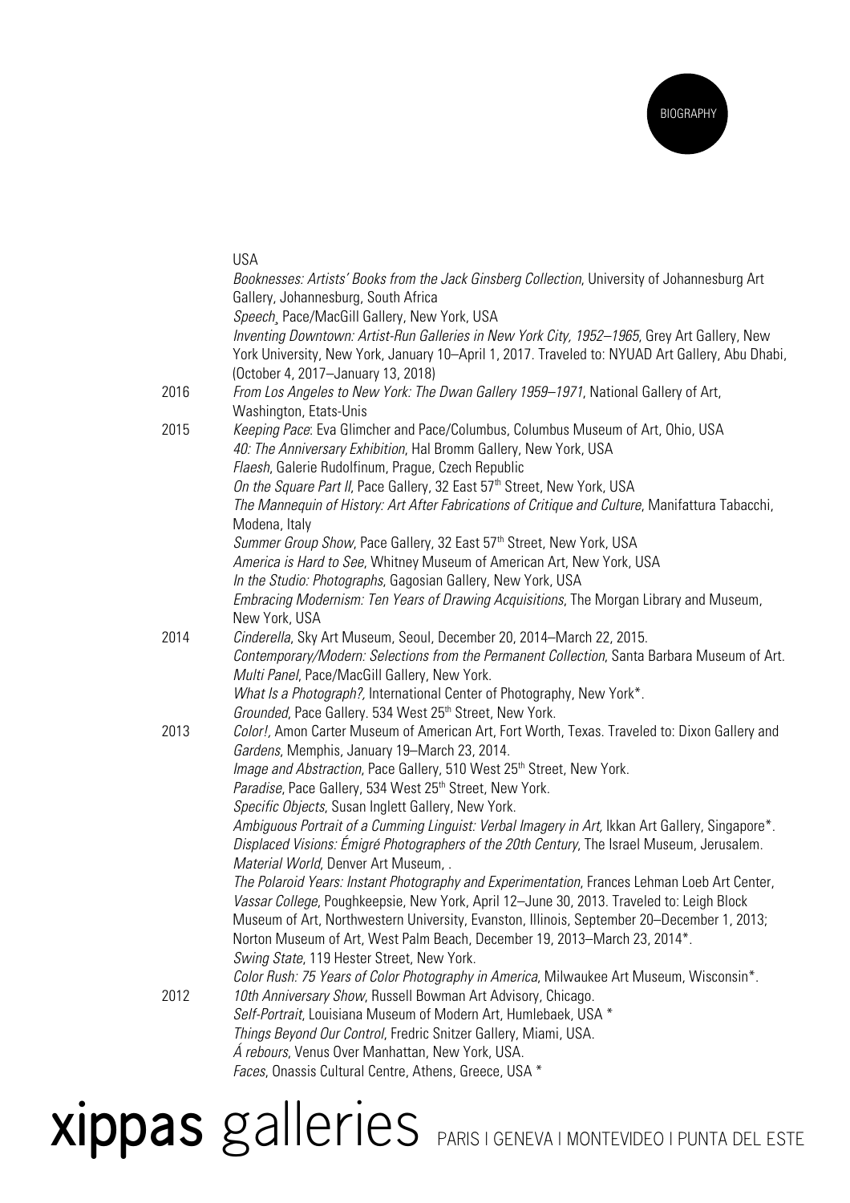USA

*Booknesses: Artists' Books from the Jack Ginsberg Collection*, University of Johannesburg Art Gallery, Johannesburg, South Africa

*Speech*¸ Pace/MacGill Gallery, New York, USA

*Inventing Downtown: Artist-Run Galleries in New York City, 1952–1965*, Grey Art Gallery, New York University, New York, January 10–April 1, 2017. Traveled to: NYUAD Art Gallery, Abu Dhabi, (October 4, 2017–January 13, 2018)

**2016**

*From Los Angeles to New York: The Dwan Gallery 1959–1971*, National Gallery of Art, Washington, Etats-Unis

**2015**

*Keeping Pace*: Eva Glimcher and Pace/Columbus, Columbus Museum of Art, Ohio, USA

*40: The Anniversary Exhibition*, Hal Bromm Gallery, New York, USA

*Flaesh*, Galerie Rudolfinum, Prague, Czech Republic

*On the Square Part II*, Pace Gallery, 32 East 57th Street, New York, USA

*The Mannequin of History: Art After Fabrications of Critique and Culture*, Manifattura Tabacchi, Modena, Italy

*Summer Group Show*, Pace Gallery, 32 East 57th Street, New York, USA

*America is Hard to See*, Whitney Museum of American Art, New York, USA

*In the Studio: Photographs*, Gagosian Gallery, New York, USA

*Embracing Modernism: Ten Years of Drawing Acquisitions*, The Morgan Library and Museum, New York, USA

**2014**

*Cinderella*, Sky Art Museum, Seoul, December 20, 2014–March 22, 2015.

*Contemporary/Modern: Selections from the Permanent Collection*, Santa Barbara Museum of Art.

*Multi Panel*, Pace/MacGill Gallery, New York.

*What Is a Photograph?,* International Center of Photography, New York*.

*Grounded*, Pace Gallery. 534 West 25th Street, New York.

**2013**

*Color!,* Amon Carter Museum of American Art, Fort Worth, Texas. Traveled to: Dixon Gallery and *Gardens*, Memphis, January 19–March 23, 2014.

*Image and Abstraction*, Pace Gallery, 510 West 25th Street, New York.

*Paradise*, Pace Gallery, 534 West 25th Street, New York.

*Specific Objects*, Susan Inglett Gallery, New York.

*Ambiguous Portrait of a Cumming Linguist: Verbal Imagery in Art,* Ikkan Art Gallery, Singapore*.

*Displaced Visions: Émigré Photographers of the 20th Century*, The Israel Museum, Jerusalem.

*Material World*, Denver Art Museum, .

*The Polaroid Years: Instant Photography and Experimentation*, Frances Lehman Loeb Art Center, *Vassar College*, Poughkeepsie, New York, April 12–June 30, 2013. Traveled to: Leigh Block Museum of Art, Northwestern University, Evanston, Illinois, September 20–December 1, 2013; Norton Museum of Art, West Palm Beach, December 19, 2013–March 23, 2014*.

*Swing State,* 119 Hester Street, New York.

*Color Rush: 75 Years of Color Photography in America*, Milwaukee Art Museum, Wisconsin*.

**2012**

*10th Anniversary Show*, Russell Bowman Art Advisory, Chicago.

*Self-Portrait*, Louisiana Museum of Modern Art, Humlebaek, USA *

*Things Beyond Our Control*, Fredric Snitzer Gallery, Miami, USA.

*Á rebours*, Venus Over Manhattan, New York, USA.

*Faces*, Onassis Cultural Centre, Athens, Greece, USA *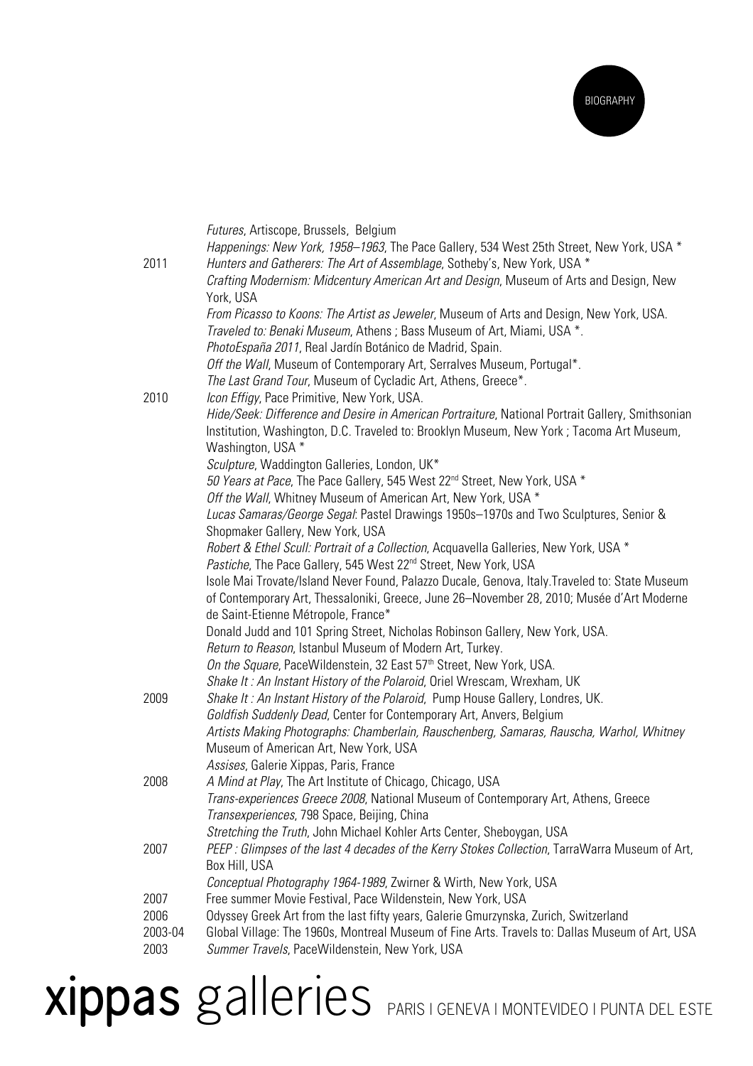*Futures*, Artiscope, Brussels, Belgium
*Happenings: New York, 1958–1963*, The Pace Gallery, 534 West 25th Street, New York, USA *

2011 *Hunters and Gatherers: The Art of Assemblage*, Sotheby's, New York, USA *
*Crafting Modernism: Midcentury American Art and Design*, Museum of Arts and Design, New York, USA
*From Picasso to Koons: The Artist as Jeweler*, Museum of Arts and Design, New York, USA. *Traveled to: Benaki Museum*, Athens ; Bass Museum of Art, Miami, USA *.
*PhotoEspaña 2011*, Real Jardín Botánico de Madrid, Spain.
*Off the Wall*, Museum of Contemporary Art, Serralves Museum, Portugal*.
*The Last Grand Tour*, Museum of Cycladic Art, Athens, Greece*.

2010 *Icon Effigy*, Pace Primitive, New York, USA.
*Hide/Seek: Difference and Desire in American Portraiture*, National Portrait Gallery, Smithsonian Institution, Washington, D.C. Traveled to: Brooklyn Museum, New York ; Tacoma Art Museum, Washington, USA *
*Sculpture*, Waddington Galleries, London, UK*
*50 Years at Pace*, The Pace Gallery, 545 West 22nd Street, New York, USA *
*Off the Wall*, Whitney Museum of American Art, New York, USA *
*Lucas Samaras/George Segal*: Pastel Drawings 1950s–1970s and Two Sculptures, Senior & Shopmaker Gallery, New York, USA
*Robert & Ethel Scull: Portrait of a Collection*, Acquavella Galleries, New York, USA *
*Pastiche*, The Pace Gallery, 545 West 22nd Street, New York, USA
Isole Mai Trovate/Island Never Found, Palazzo Ducale, Genova, Italy.Traveled to: State Museum of Contemporary Art, Thessaloniki, Greece, June 26–November 28, 2010; Musée d'Art Moderne de Saint-Etienne Métropole, France*
Donald Judd and 101 Spring Street, Nicholas Robinson Gallery, New York, USA.
*Return to Reason*, Istanbul Museum of Modern Art, Turkey.
*On the Square*, PaceWildenstein, 32 East 57th Street, New York, USA.
*Shake It : An Instant History of the Polaroid*, Oriel Wrescam, Wrexham, UK

2009 *Shake It : An Instant History of the Polaroid*, Pump House Gallery, Londres, UK.
*Goldfish Suddenly Dead*, Center for Contemporary Art, Anvers, Belgium
*Artists Making Photographs: Chamberlain, Rauschenberg, Samaras, Rauscha, Warhol, Whitney* Museum of American Art, New York, USA
*Assises*, Galerie Xippas, Paris, France

2008 *A Mind at Play*, The Art Institute of Chicago, Chicago, USA
*Trans-experiences Greece 2008*, National Museum of Contemporary Art, Athens, Greece
*Transexperiences*, 798 Space, Beijing, China
*Stretching the Truth*, John Michael Kohler Arts Center, Sheboygan, USA

2007 *PEEP : Glimpses of the last 4 decades of the Kerry Stokes Collection*, TarraWarra Museum of Art, Box Hill, USA
*Conceptual Photography 1964-1989*, Zwirner & Wirth, New York, USA

2007 Free summer Movie Festival, Pace Wildenstein, New York, USA

2006 Odyssey Greek Art from the last fifty years, Galerie Gmurzynska, Zurich, Switzerland

2003-04 Global Village: The 1960s, Montreal Museum of Fine Arts. Travels to: Dallas Museum of Art, USA

2003 *Summer Travels*, PaceWildenstein, New York, USA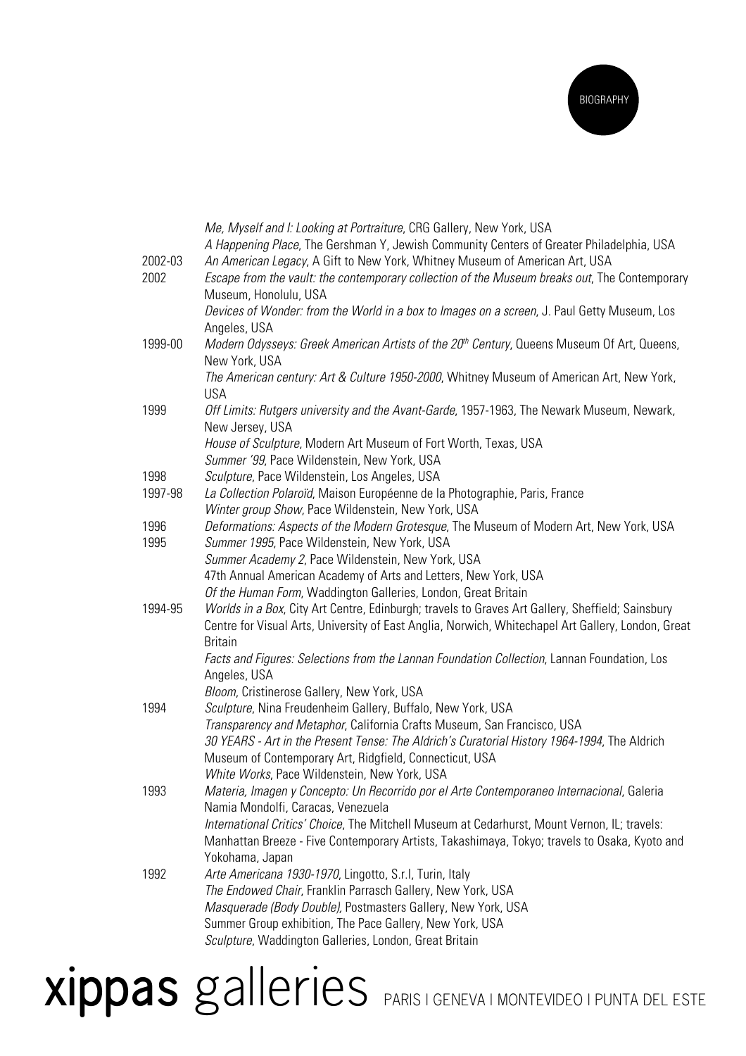| | |
|---|---|
| | *Me, Myself and I: Looking at Portraiture*, CRG Gallery, New York, USA |
| | *A Happening Place*, The Gershman Y, Jewish Community Centers of Greater Philadelphia, USA |
| 2002-03 | *An American Legacy*, A Gift to New York, Whitney Museum of American Art, USA |
| 2002 | *Escape from the vault: the contemporary collection of the Museum breaks out*, The Contemporary Museum, Honolulu, USA |
| | *Devices of Wonder: from the World in a box to Images on a screen*, J. Paul Getty Museum, Los Angeles, USA |
| 1999-00 | *Modern Odysseys: Greek American Artists of the 20th Century*, Queens Museum Of Art, Queens, New York, USA |
| | *The American century: Art & Culture 1950-2000*, Whitney Museum of American Art, New York, USA |
| 1999 | *Off Limits: Rutgers university and the Avant-Garde*, 1957-1963, The Newark Museum, Newark, New Jersey, USA |
| | *House of Sculpture*, Modern Art Museum of Fort Worth, Texas, USA |
| | *Summer '99*, Pace Wildenstein, New York, USA |
| 1998 | *Sculpture*, Pace Wildenstein, Los Angeles, USA |
| 1997-98 | *La Collection Polaroïd*, Maison Européenne de la Photographie, Paris, France |
| | *Winter group Show*, Pace Wildenstein, New York, USA |
| 1996 | *Deformations: Aspects of the Modern Grotesque*, The Museum of Modern Art, New York, USA |
| 1995 | *Summer 1995*, Pace Wildenstein, New York, USA |
| | *Summer Academy 2*, Pace Wildenstein, New York, USA |
| | 47th Annual American Academy of Arts and Letters, New York, USA |
| | *Of the Human Form*, Waddington Galleries, London, Great Britain |
| 1994-95 | *Worlds in a Box*, City Art Centre, Edinburgh; travels to Graves Art Gallery, Sheffield; Sainsbury Centre for Visual Arts, University of East Anglia, Norwich, Whitechapel Art Gallery, London, Great Britain |
| | *Facts and Figures: Selections from the Lannan Foundation Collection*, Lannan Foundation, Los Angeles, USA |
| | *Bloom*, Cristinerose Gallery, New York, USA |
| 1994 | *Sculpture*, Nina Freudenheim Gallery, Buffalo, New York, USA |
| | *Transparency and Metaphor*, California Crafts Museum, San Francisco, USA |
| | *30 YEARS - Art in the Present Tense: The Aldrich's Curatorial History 1964-1994*, The Aldrich Museum of Contemporary Art, Ridgfield, Connecticut, USA |
| | *White Works*, Pace Wildenstein, New York, USA |
| 1993 | *Materia, Imagen y Concepto: Un Recorrido por el Arte Contemporaneo Internacional*, Galeria Namia Mondolfi, Caracas, Venezuela |
| | *International Critics' Choice*, The Mitchell Museum at Cedarhurst, Mount Vernon, IL; travels: Manhattan Breeze - Five Contemporary Artists, Takashimaya, Tokyo; travels to Osaka, Kyoto and Yokohama, Japan |
| 1992 | *Arte Americana 1930-1970*, Lingotto, S.r.l, Turin, Italy |
| | *The Endowed Chair*, Franklin Parrasch Gallery, New York, USA |
| | *Masquerade (Body Double)*, Postmasters Gallery, New York, USA |
| | Summer Group exhibition, The Pace Gallery, New York, USA |
| | *Sculpture*, Waddington Galleries, London, Great Britain |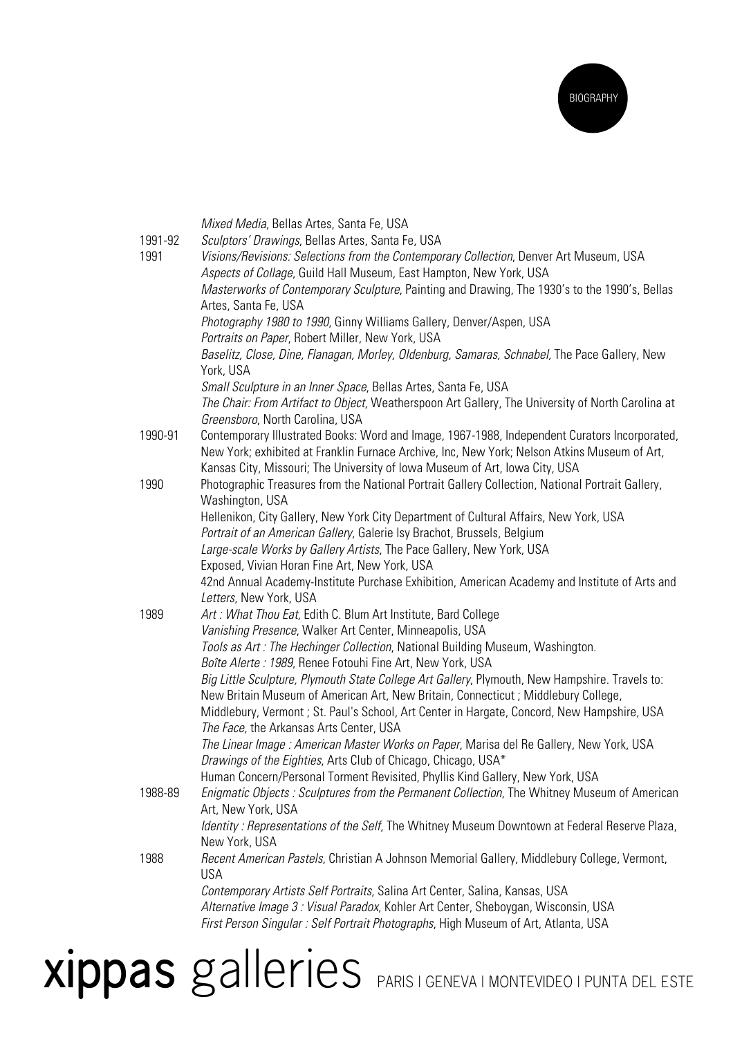| | |
|---|---|
| | *Mixed Media*, Bellas Artes, Santa Fe, USA |
| 1991-92 | *Sculptors' Drawings*, Bellas Artes, Santa Fe, USA |
| 1991 | *Visions/Revisions: Selections from the Contemporary Collection*, Denver Art Museum, USA |
| | *Aspects of Collage*, Guild Hall Museum, East Hampton, New York, USA |
| | *Masterworks of Contemporary Sculpture*, Painting and Drawing, The 1930's to the 1990's, Bellas Artes, Santa Fe, USA |
| | *Photography 1980 to 1990*, Ginny Williams Gallery, Denver/Aspen, USA |
| | *Portraits on Paper*, Robert Miller, New York, USA |
| | *Baselitz, Close, Dine, Flanagan, Morley, Oldenburg, Samaras, Schnabel,* The Pace Gallery, New York, USA |
| | *Small Sculpture in an Inner Space*, Bellas Artes, Santa Fe, USA |
| | *The Chair: From Artifact to Object*, Weatherspoon Art Gallery, The University of North Carolina at *Greensboro*, North Carolina, USA |
| 1990-91 | Contemporary Illustrated Books: Word and Image, 1967-1988, Independent Curators Incorporated, New York; exhibited at Franklin Furnace Archive, Inc, New York; Nelson Atkins Museum of Art, Kansas City, Missouri; The University of Iowa Museum of Art, Iowa City, USA |
| 1990 | Photographic Treasures from the National Portrait Gallery Collection, National Portrait Gallery, Washington, USA |
| | Hellenikon, City Gallery, New York City Department of Cultural Affairs, New York, USA |
| | *Portrait of an American Gallery*, Galerie Isy Brachot, Brussels, Belgium |
| | *Large-scale Works by Gallery Artists*, The Pace Gallery, New York, USA |
| | Exposed, Vivian Horan Fine Art, New York, USA |
| | 42nd Annual Academy-Institute Purchase Exhibition, American Academy and Institute of Arts and *Letters*, New York, USA |
| 1989 | *Art : What Thou Eat*, Edith C. Blum Art Institute, Bard College |
| | *Vanishing Presence*, Walker Art Center, Minneapolis, USA |
| | *Tools as Art : The Hechinger Collection*, National Building Museum, Washington. |
| | *Boîte Alerte : 1989*, Renee Fotouhi Fine Art, New York, USA |
| | *Big Little Sculpture, Plymouth State College Art Gallery*, Plymouth, New Hampshire. Travels to: New Britain Museum of American Art, New Britain, Connecticut ; Middlebury College, Middlebury, Vermont ; St. Paul's School, Art Center in Hargate, Concord, New Hampshire, USA |
| | *The Face,* the Arkansas Arts Center, USA |
| | *The Linear Image : American Master Works on Paper*, Marisa del Re Gallery, New York, USA |
| | *Drawings of the Eighties*, Arts Club of Chicago, Chicago, USA* |
| | Human Concern/Personal Torment Revisited, Phyllis Kind Gallery, New York, USA |
| 1988-89 | *Enigmatic Objects : Sculptures from the Permanent Collection*, The Whitney Museum of American Art, New York, USA |
| | *Identity : Representations of the Self*, The Whitney Museum Downtown at Federal Reserve Plaza, New York, USA |
| 1988 | *Recent American Pastels*, Christian A Johnson Memorial Gallery, Middlebury College, Vermont, USA |
| | *Contemporary Artists Self Portraits*, Salina Art Center, Salina, Kansas, USA |
| | *Alternative Image 3 : Visual Paradox*, Kohler Art Center, Sheboygan, Wisconsin, USA |
| | *First Person Singular : Self Portrait Photographs*, High Museum of Art, Atlanta, USA |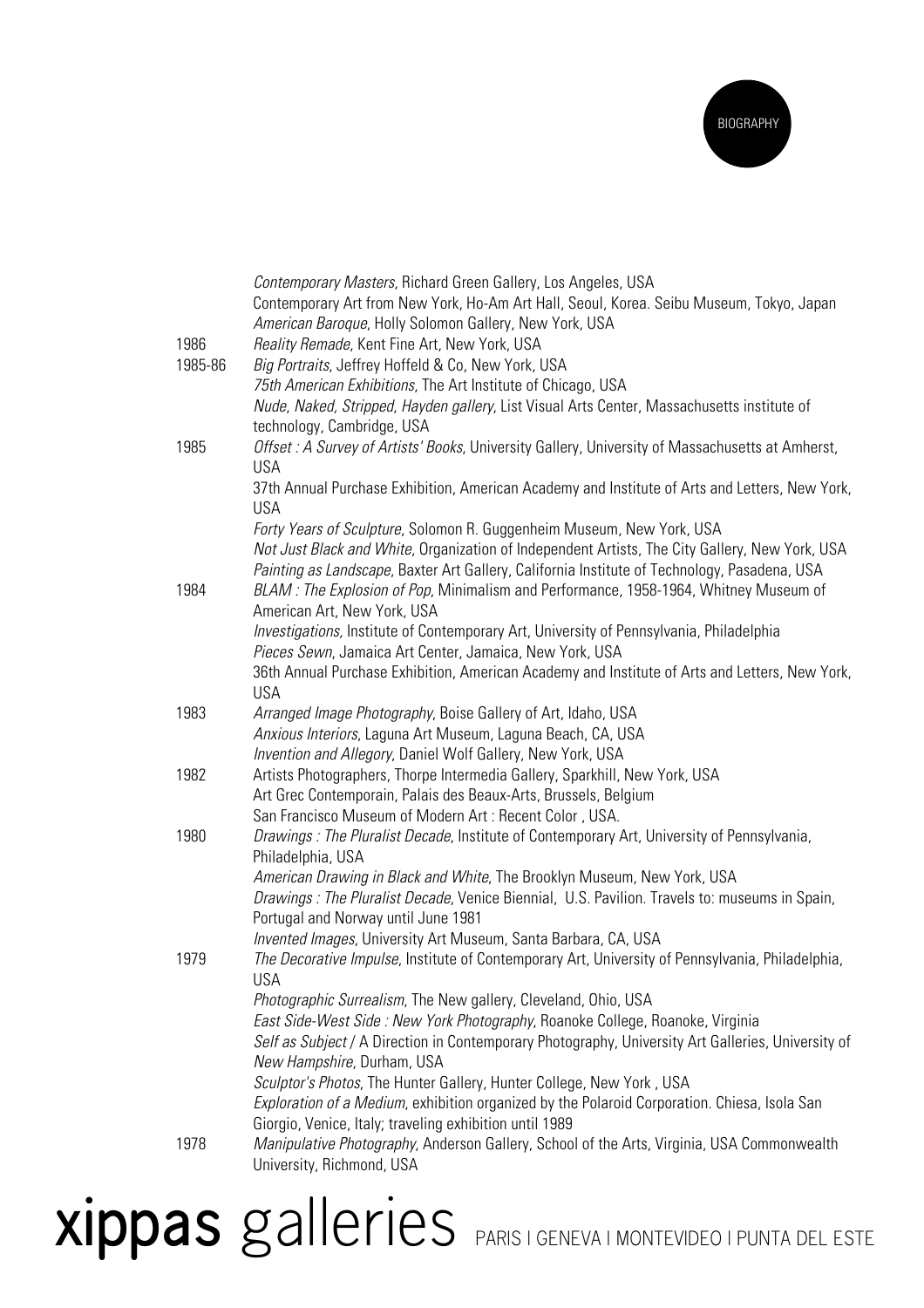| | |
|---|---|
| | *Contemporary Masters*, Richard Green Gallery, Los Angeles, USA |
| | Contemporary Art from New York, Ho-Am Art Hall, Seoul, Korea. Seibu Museum, Tokyo, Japan |
| | *American Baroque*, Holly Solomon Gallery, New York, USA |
| 1986 | *Reality Remade*, Kent Fine Art, New York, USA |
| 1985-86 | *Big Portraits*, Jeffrey Hoffeld & Co, New York, USA |
| | *75th American Exhibitions*, The Art Institute of Chicago, USA |
| | *Nude*, *Naked*, *Stripped*, *Hayden gallery*, List Visual Arts Center, Massachusetts institute of technology, Cambridge, USA |
| 1985 | *Offset : A Survey of Artists' Books*, University Gallery, University of Massachusetts at Amherst, USA |
| | 37th Annual Purchase Exhibition, American Academy and Institute of Arts and Letters, New York, USA |
| | *Forty Years of Sculpture*, Solomon R. Guggenheim Museum, New York, USA |
| | *Not Just Black and White*, Organization of Independent Artists, The City Gallery, New York, USA |
| | *Painting as Landscape*, Baxter Art Gallery, California Institute of Technology, Pasadena, USA |
| 1984 | *BLAM : The Explosion of Pop*, Minimalism and Performance, 1958-1964, Whitney Museum of American Art, New York, USA |
| | *Investigations*, Institute of Contemporary Art, University of Pennsylvania, Philadelphia |
| | *Pieces Sewn*, Jamaica Art Center, Jamaica, New York, USA |
| | 36th Annual Purchase Exhibition, American Academy and Institute of Arts and Letters, New York, USA |
| 1983 | *Arranged Image Photography*, Boise Gallery of Art, Idaho, USA |
| | *Anxious Interiors*, Laguna Art Museum, Laguna Beach, CA, USA |
| | *Invention and Allegory*, Daniel Wolf Gallery, New York, USA |
| 1982 | Artists Photographers, Thorpe Intermedia Gallery, Sparkhill, New York, USA |
| | Art Grec Contemporain, Palais des Beaux-Arts, Brussels, Belgium |
| | San Francisco Museum of Modern Art : Recent Color , USA. |
| 1980 | *Drawings : The Pluralist Decade*, Institute of Contemporary Art, University of Pennsylvania, Philadelphia, USA |
| | *American Drawing in Black and White*, The Brooklyn Museum, New York, USA |
| | *Drawings : The Pluralist Decade*, Venice Biennial, U.S. Pavilion. Travels to: museums in Spain, Portugal and Norway until June 1981 |
| | *Invented Images*, University Art Museum, Santa Barbara, CA, USA |
| 1979 | *The Decorative Impulse*, Institute of Contemporary Art, University of Pennsylvania, Philadelphia, USA |
| | *Photographic Surrealism*, The New gallery, Cleveland, Ohio, USA |
| | *East Side-West Side : New York Photography*, Roanoke College, Roanoke, Virginia |
| | *Self as Subject* / A Direction in Contemporary Photography, University Art Galleries, University of *New Hampshire*, Durham, USA |
| | *Sculptor's Photos*, The Hunter Gallery, Hunter College, New York , USA |
| | *Exploration of a Medium*, exhibition organized by the Polaroid Corporation. Chiesa, Isola San Giorgio, Venice, Italy; traveling exhibition until 1989 |
| 1978 | *Manipulative Photography*, Anderson Gallery, School of the Arts, Virginia, USA Commonwealth University, Richmond, USA |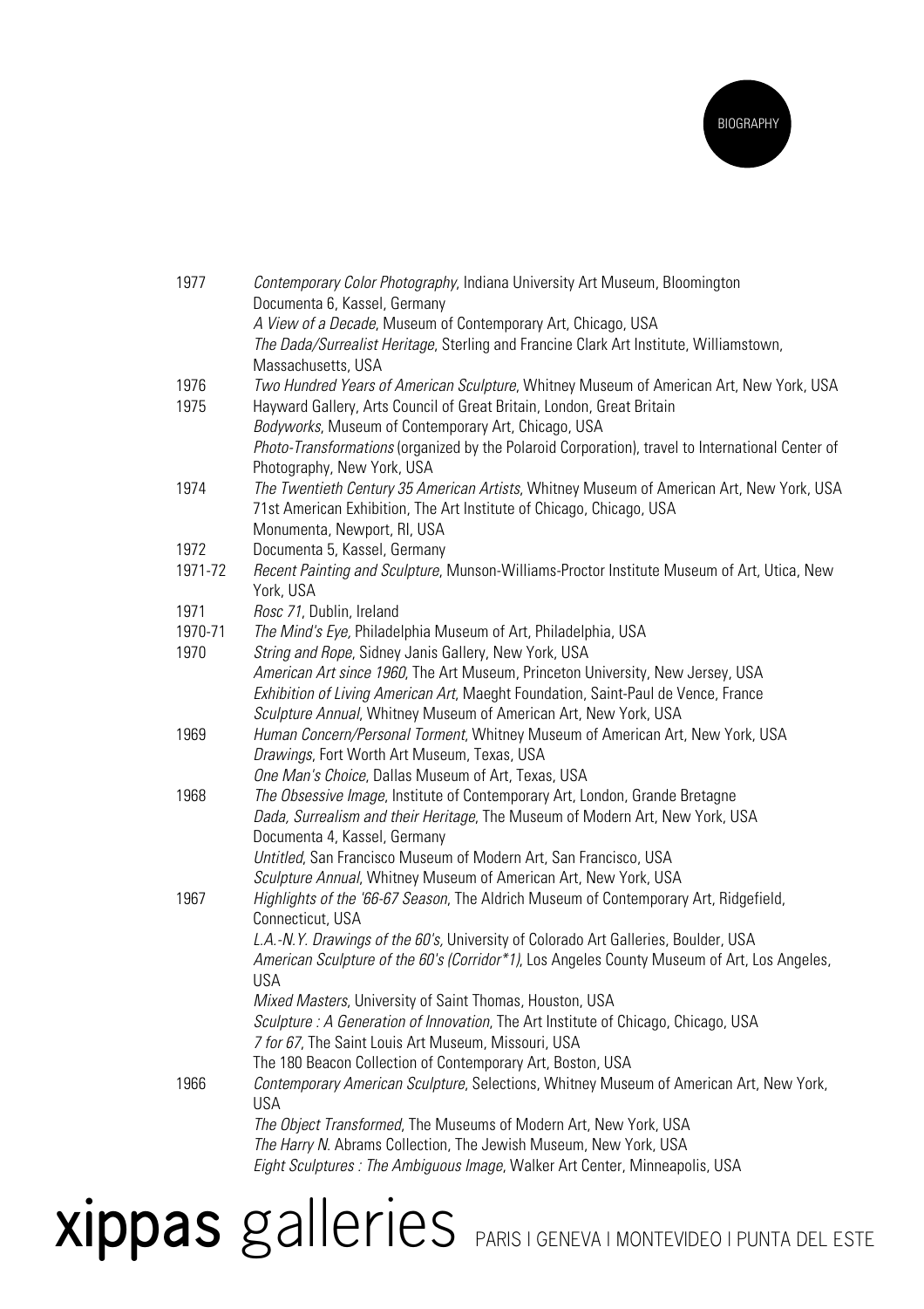| | |
|---|---|
| 1977 | *Contemporary Color Photography*, Indiana University Art Museum, Bloomington |
| | Documenta 6, Kassel, Germany |
| | *A View of a Decade*, Museum of Contemporary Art, Chicago, USA |
| | *The Dada/Surrealist Heritage*, Sterling and Francine Clark Art Institute, Williamstown, Massachusetts, USA |
| 1976 | *Two Hundred Years of American Sculpture*, Whitney Museum of American Art, New York, USA |
| 1975 | Hayward Gallery, Arts Council of Great Britain, London, Great Britain |
| | *Bodyworks*, Museum of Contemporary Art, Chicago, USA |
| | *Photo-Transformations* (organized by the Polaroid Corporation), travel to International Center of Photography, New York, USA |
| 1974 | *The Twentieth Century 35 American Artists*, Whitney Museum of American Art, New York, USA |
| | 71st American Exhibition, The Art Institute of Chicago, Chicago, USA |
| | Monumenta, Newport, RI, USA |
| 1972 | Documenta 5, Kassel, Germany |
| 1971-72 | *Recent Painting and Sculpture*, Munson-Williams-Proctor Institute Museum of Art, Utica, New York, USA |
| 1971 | *Rosc 71*, Dublin, Ireland |
| 1970-71 | *The Mind's Eye,* Philadelphia Museum of Art, Philadelphia, USA |
| 1970 | *String and Rope*, Sidney Janis Gallery, New York, USA |
| | *American Art since 1960*, The Art Museum, Princeton University, New Jersey, USA |
| | *Exhibition of Living American Art*, Maeght Foundation, Saint-Paul de Vence, France |
| | *Sculpture Annual*, Whitney Museum of American Art, New York, USA |
| 1969 | *Human Concern/Personal Torment*, Whitney Museum of American Art, New York, USA |
| | *Drawings*, Fort Worth Art Museum, Texas, USA |
| | *One Man's Choice*, Dallas Museum of Art, Texas, USA |
| 1968 | *The Obsessive Image*, Institute of Contemporary Art, London, Grande Bretagne |
| | *Dada, Surrealism and their Heritage*, The Museum of Modern Art, New York, USA |
| | Documenta 4, Kassel, Germany |
| | *Untitled*, San Francisco Museum of Modern Art, San Francisco, USA |
| | *Sculpture Annual*, Whitney Museum of American Art, New York, USA |
| 1967 | *Highlights of the '66-67 Season*, The Aldrich Museum of Contemporary Art, Ridgefield, Connecticut, USA |
| | *L.A.-N.Y. Drawings of the 60's,* University of Colorado Art Galleries, Boulder, USA |
| | *American Sculpture of the 60's (Corridor*1)*, Los Angeles County Museum of Art, Los Angeles, USA |
| | *Mixed Masters*, University of Saint Thomas, Houston, USA |
| | *Sculpture : A Generation of Innovation*, The Art Institute of Chicago, Chicago, USA |
| | *7 for 67*, The Saint Louis Art Museum, Missouri, USA |
| | The 180 Beacon Collection of Contemporary Art, Boston, USA |
| 1966 | *Contemporary American Sculpture*, Selections, Whitney Museum of American Art, New York, USA |
| | *The Object Transformed*, The Museums of Modern Art, New York, USA |
| | *The Harry N.* Abrams Collection, The Jewish Museum, New York, USA |
| | *Eight Sculptures : The Ambiguous Image*, Walker Art Center, Minneapolis, USA |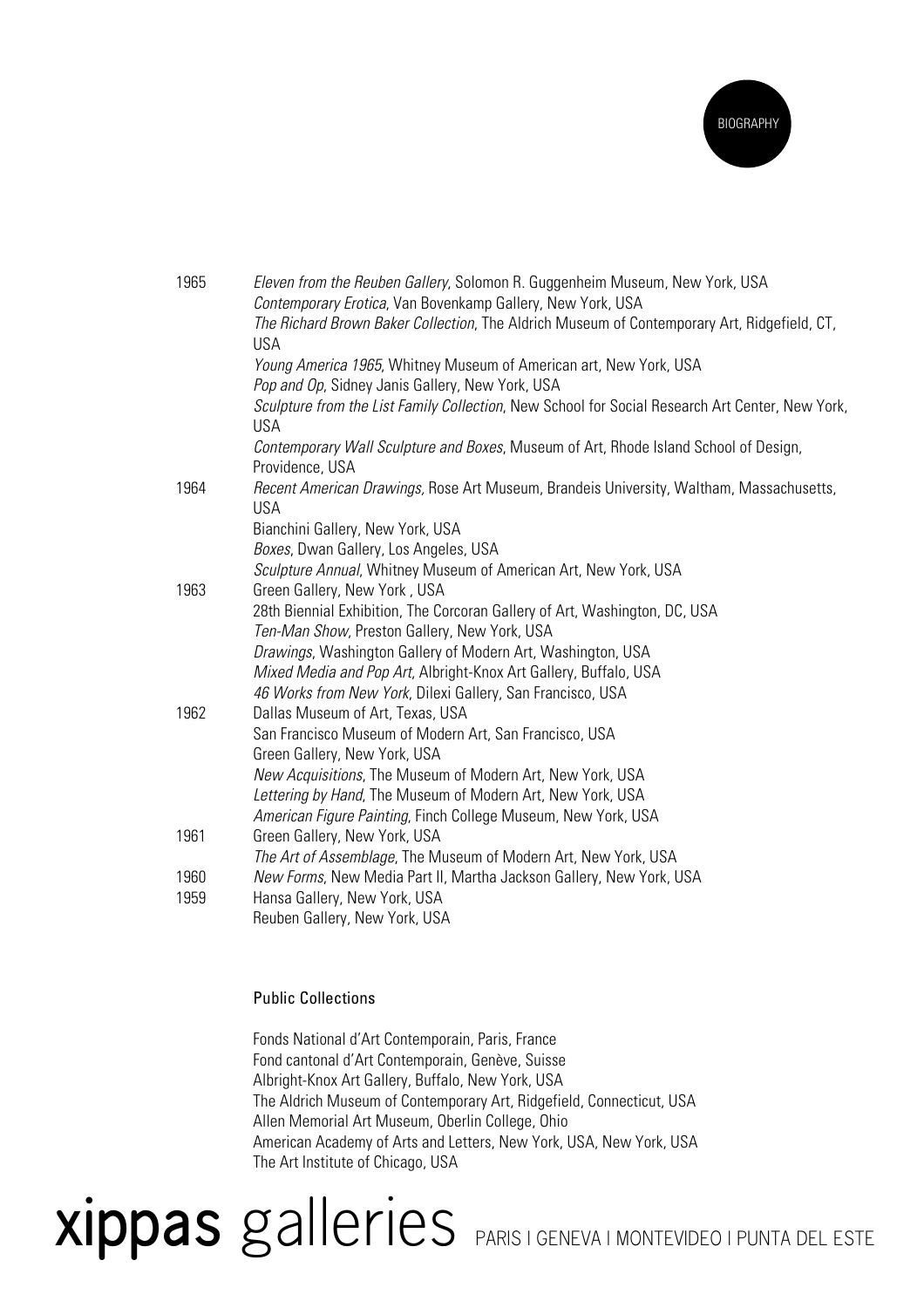| | |
|---|---|
| 1965 | *Eleven from the Reuben Gallery*, Solomon R. Guggenheim Museum, New York, USA |
| | *Contemporary Erotica*, Van Bovenkamp Gallery, New York, USA |
| | *The Richard Brown Baker Collection*, The Aldrich Museum of Contemporary Art, Ridgefield, CT, USA |
| | *Young America 1965*, Whitney Museum of American art, New York, USA |
| | *Pop and Op*, Sidney Janis Gallery, New York, USA |
| | *Sculpture from the List Family Collection*, New School for Social Research Art Center, New York, USA |
| | *Contemporary Wall Sculpture and Boxes*, Museum of Art, Rhode Island School of Design, Providence, USA |
| 1964 | *Recent American Drawings,* Rose Art Museum, Brandeis University, Waltham, Massachusetts, USA |
| | Bianchini Gallery, New York, USA |
| | *Boxes*, Dwan Gallery, Los Angeles, USA |
| | *Sculpture Annual*, Whitney Museum of American Art, New York, USA |
| 1963 | Green Gallery, New York , USA |
| | 28th Biennial Exhibition, The Corcoran Gallery of Art, Washington, DC, USA |
| | *Ten-Man Show*, Preston Gallery, New York, USA |
| | *Drawings*, Washington Gallery of Modern Art, Washington, USA |
| | *Mixed Media and Pop Art*, Albright-Knox Art Gallery, Buffalo, USA |
| | *46 Works from New York*, Dilexi Gallery, San Francisco, USA |
| 1962 | Dallas Museum of Art, Texas, USA |
| | San Francisco Museum of Modern Art, San Francisco, USA |
| | Green Gallery, New York, USA |
| | *New Acquisitions*, The Museum of Modern Art, New York, USA |
| | *Lettering by Hand*, The Museum of Modern Art, New York, USA |
| | *American Figure Painting*, Finch College Museum, New York, USA |
| 1961 | Green Gallery, New York, USA |
| | *The Art of Assemblage*, The Museum of Modern Art, New York, USA |
| 1960 | *New Forms*, New Media Part II, Martha Jackson Gallery, New York, USA |
| 1959 | Hansa Gallery, New York, USA |
| | Reuben Gallery, New York, USA |

## Public Collections

Fonds National d'Art Contemporain, Paris, France
Fond cantonal d'Art Contemporain, Genève, Suisse
Albright-Knox Art Gallery, Buffalo, New York, USA
The Aldrich Museum of Contemporary Art, Ridgefield, Connecticut, USA
Allen Memorial Art Museum, Oberlin College, Ohio
American Academy of Arts and Letters, New York, USA, New York, USA
The Art Institute of Chicago, USA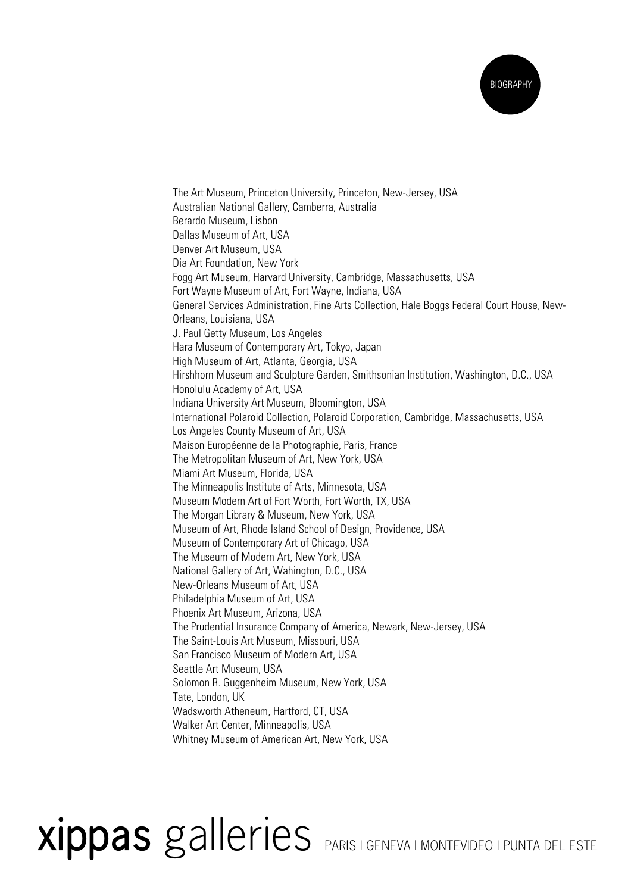The Art Museum, Princeton University, Princeton, New-Jersey, USA
Australian National Gallery, Camberra, Australia
Berardo Museum, Lisbon
Dallas Museum of Art, USA
Denver Art Museum, USA
Dia Art Foundation, New York
Fogg Art Museum, Harvard University, Cambridge, Massachusetts, USA
Fort Wayne Museum of Art, Fort Wayne, Indiana, USA
General Services Administration, Fine Arts Collection, Hale Boggs Federal Court House, New-Orleans, Louisiana, USA
J. Paul Getty Museum, Los Angeles
Hara Museum of Contemporary Art, Tokyo, Japan
High Museum of Art, Atlanta, Georgia, USA
Hirshhorn Museum and Sculpture Garden, Smithsonian Institution, Washington, D.C., USA
Honolulu Academy of Art, USA
Indiana University Art Museum, Bloomington, USA
International Polaroid Collection, Polaroid Corporation, Cambridge, Massachusetts, USA
Los Angeles County Museum of Art, USA
Maison Européenne de la Photographie, Paris, France
The Metropolitan Museum of Art, New York, USA
Miami Art Museum, Florida, USA
The Minneapolis Institute of Arts, Minnesota, USA
Museum Modern Art of Fort Worth, Fort Worth, TX, USA
The Morgan Library & Museum, New York, USA
Museum of Art, Rhode Island School of Design, Providence, USA
Museum of Contemporary Art of Chicago, USA
The Museum of Modern Art, New York, USA
National Gallery of Art, Wahington, D.C., USA
New-Orleans Museum of Art, USA
Philadelphia Museum of Art, USA
Phoenix Art Museum, Arizona, USA
The Prudential Insurance Company of America, Newark, New-Jersey, USA
The Saint-Louis Art Museum, Missouri, USA
San Francisco Museum of Modern Art, USA
Seattle Art Museum, USA
Solomon R. Guggenheim Museum, New York, USA
Tate, London, UK
Wadsworth Atheneum, Hartford, CT, USA
Walker Art Center, Minneapolis, USA
Whitney Museum of American Art, New York, USA